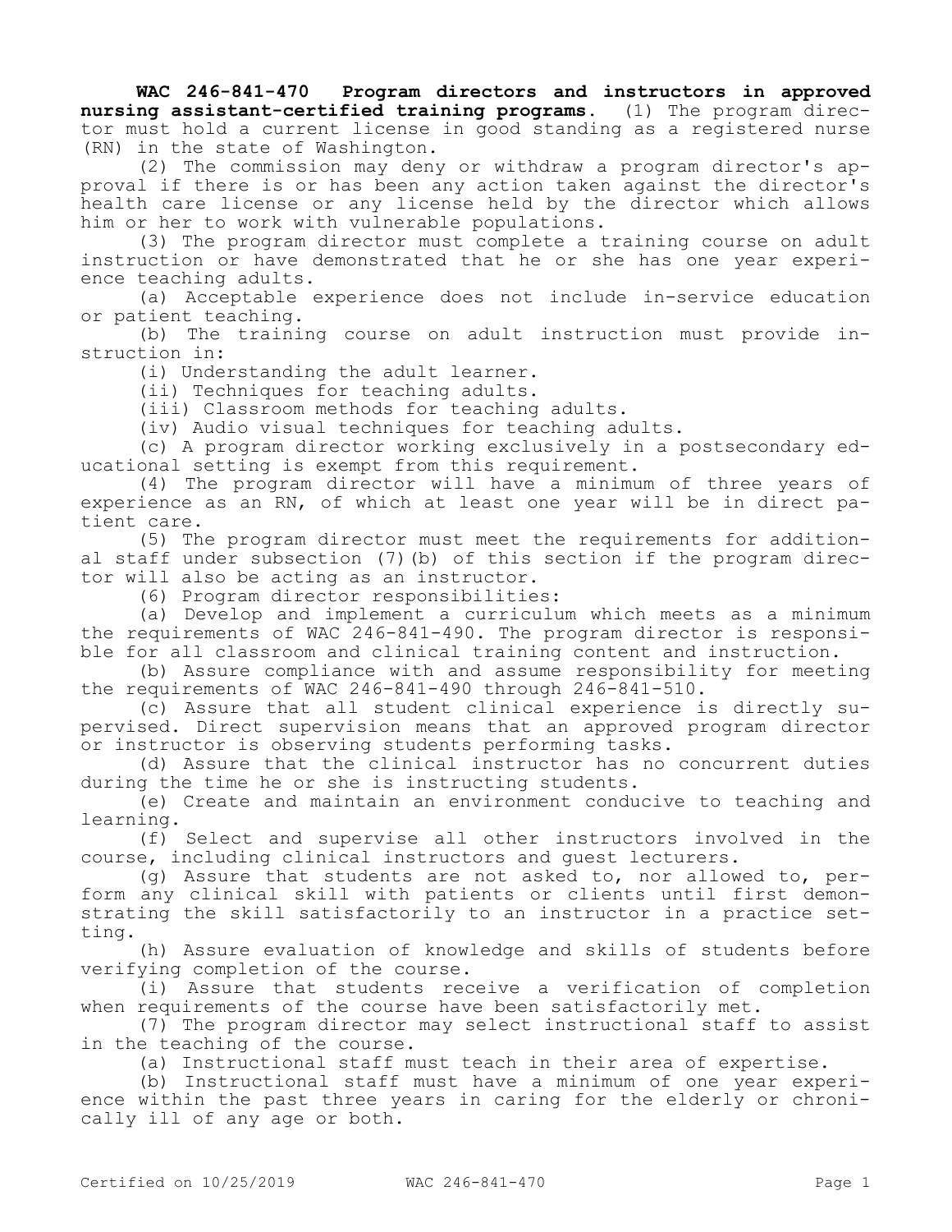**WAC 246-841-470 Program directors and instructors in approved nursing assistant-certified training programs.** (1) The program director must hold a current license in good standing as a registered nurse (RN) in the state of Washington.

(2) The commission may deny or withdraw a program director's approval if there is or has been any action taken against the director's health care license or any license held by the director which allows him or her to work with vulnerable populations.

(3) The program director must complete a training course on adult instruction or have demonstrated that he or she has one year experience teaching adults.

(a) Acceptable experience does not include in-service education or patient teaching.

(b) The training course on adult instruction must provide instruction in:

(i) Understanding the adult learner.

(ii) Techniques for teaching adults.

(iii) Classroom methods for teaching adults.

(iv) Audio visual techniques for teaching adults.

(c) A program director working exclusively in a postsecondary educational setting is exempt from this requirement.

(4) The program director will have a minimum of three years of experience as an RN, of which at least one year will be in direct patient care.

(5) The program director must meet the requirements for additional staff under subsection (7)(b) of this section if the program director will also be acting as an instructor.

(6) Program director responsibilities:

(a) Develop and implement a curriculum which meets as a minimum the requirements of WAC 246-841-490. The program director is responsible for all classroom and clinical training content and instruction.

(b) Assure compliance with and assume responsibility for meeting the requirements of WAC 246-841-490 through 246-841-510.

(c) Assure that all student clinical experience is directly supervised. Direct supervision means that an approved program director or instructor is observing students performing tasks.

(d) Assure that the clinical instructor has no concurrent duties during the time he or she is instructing students.

(e) Create and maintain an environment conducive to teaching and learning.

(f) Select and supervise all other instructors involved in the course, including clinical instructors and guest lecturers.

(g) Assure that students are not asked to, nor allowed to, perform any clinical skill with patients or clients until first demonstrating the skill satisfactorily to an instructor in a practice setting.

(h) Assure evaluation of knowledge and skills of students before verifying completion of the course.

(i) Assure that students receive a verification of completion when requirements of the course have been satisfactorily met.

(7) The program director may select instructional staff to assist in the teaching of the course.

(a) Instructional staff must teach in their area of expertise.

(b) Instructional staff must have a minimum of one year experience within the past three years in caring for the elderly or chronically ill of any age or both.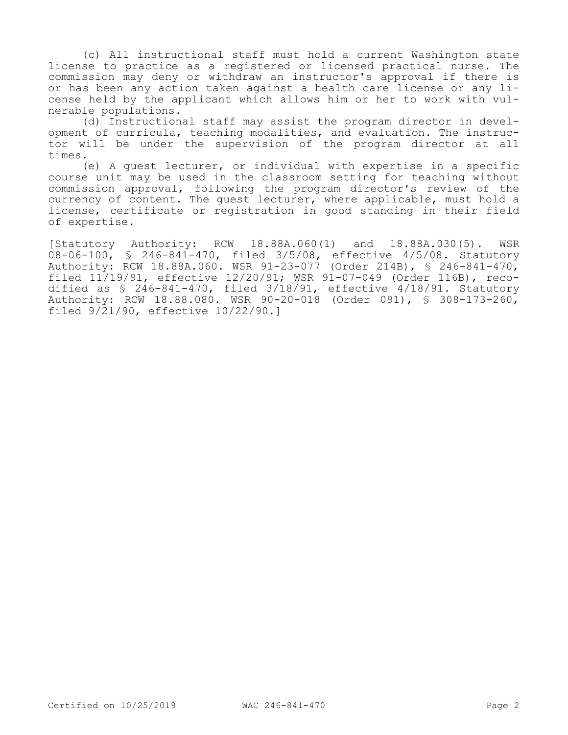(c) All instructional staff must hold a current Washington state license to practice as a registered or licensed practical nurse. The commission may deny or withdraw an instructor's approval if there is or has been any action taken against a health care license or any license held by the applicant which allows him or her to work with vulnerable populations.

(d) Instructional staff may assist the program director in development of curricula, teaching modalities, and evaluation. The instructor will be under the supervision of the program director at all times.

(e) A guest lecturer, or individual with expertise in a specific course unit may be used in the classroom setting for teaching without commission approval, following the program director's review of the currency of content. The guest lecturer, where applicable, must hold a license, certificate or registration in good standing in their field of expertise.

[Statutory Authority: RCW 18.88A.060(1) and 18.88A.030(5). WSR 08-06-100, § 246-841-470, filed 3/5/08, effective 4/5/08. Statutory Authority: RCW 18.88A.060. WSR 91-23-077 (Order 214B), § 246-841-470, filed 11/19/91, effective 12/20/91; WSR 91-07-049 (Order 116B), recodified as § 246-841-470, filed 3/18/91, effective 4/18/91. Statutory Authority: RCW 18.88.080. WSR 90-20-018 (Order 091), § 308-173-260, filed 9/21/90, effective 10/22/90.]